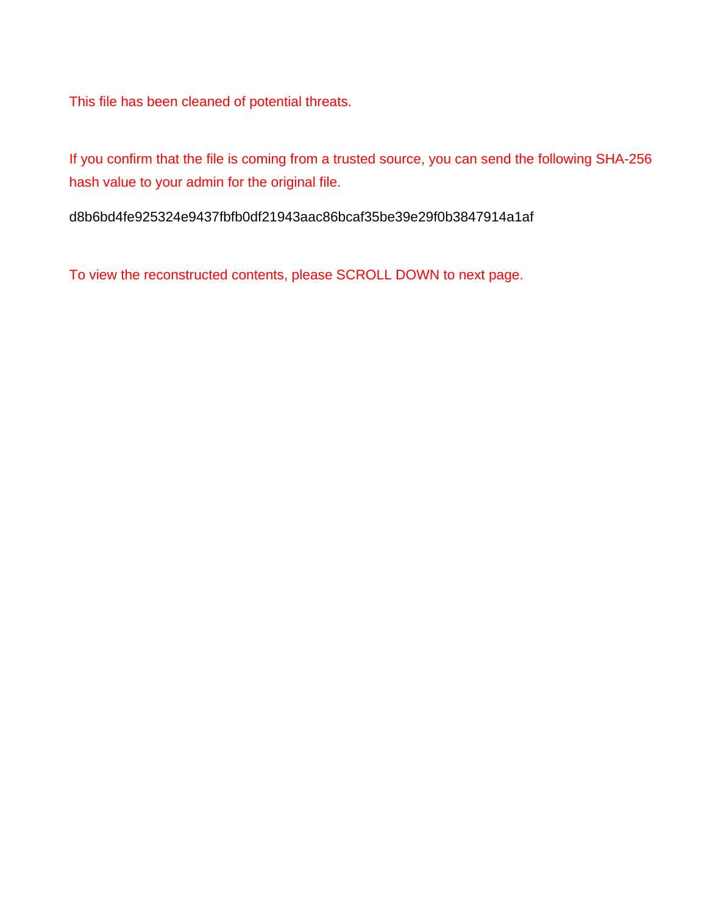This file has been cleaned of potential threats.

If you confirm that the file is coming from a trusted source, you can send the following SHA-256 hash value to your admin for the original file.

d8b6bd4fe925324e9437fbfb0df21943aac86bcaf35be39e29f0b3847914a1af

To view the reconstructed contents, please SCROLL DOWN to next page.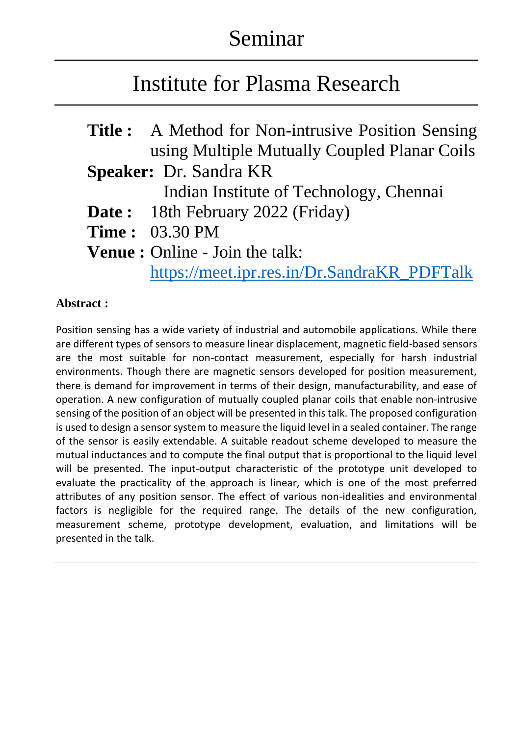# Seminar

## Institute for Plasma Research

**Title :** A Method for Non-intrusive Position Sensing using Multiple Mutually Coupled Planar Coils

**Speaker:** Dr. Sandra KR
Indian Institute of Technology, Chennai

**Date :** 18th February 2022 (Friday)

**Time :** 03.30 PM

**Venue :** Online - Join the talk:
https://meet.ipr.res.in/Dr.SandraKR_PDFTalk

**Abstract :**

Position sensing has a wide variety of industrial and automobile applications. While there are different types of sensors to measure linear displacement, magnetic field-based sensors are the most suitable for non-contact measurement, especially for harsh industrial environments. Though there are magnetic sensors developed for position measurement, there is demand for improvement in terms of their design, manufacturability, and ease of operation. A new configuration of mutually coupled planar coils that enable non-intrusive sensing of the position of an object will be presented in this talk. The proposed configuration is used to design a sensor system to measure the liquid level in a sealed container. The range of the sensor is easily extendable. A suitable readout scheme developed to measure the mutual inductances and to compute the final output that is proportional to the liquid level will be presented. The input-output characteristic of the prototype unit developed to evaluate the practicality of the approach is linear, which is one of the most preferred attributes of any position sensor. The effect of various non-idealities and environmental factors is negligible for the required range. The details of the new configuration, measurement scheme, prototype development, evaluation, and limitations will be presented in the talk.